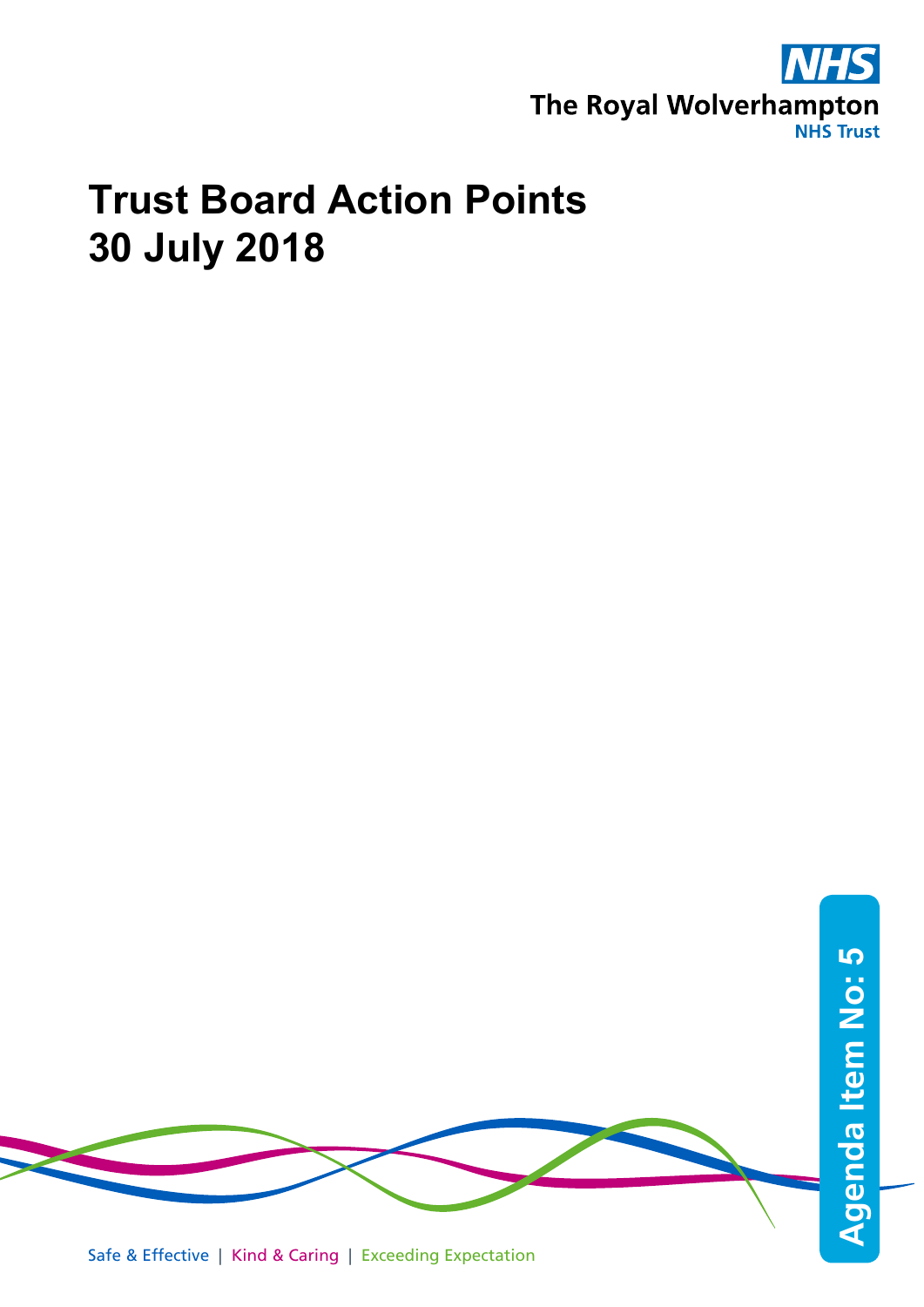The Royal Wolverhampton NHS Trust

# Trust Board Action Points
# 30 July 2018

Agenda Item No: 5

Safe & Effective | Kind & Caring | Exceeding Expectation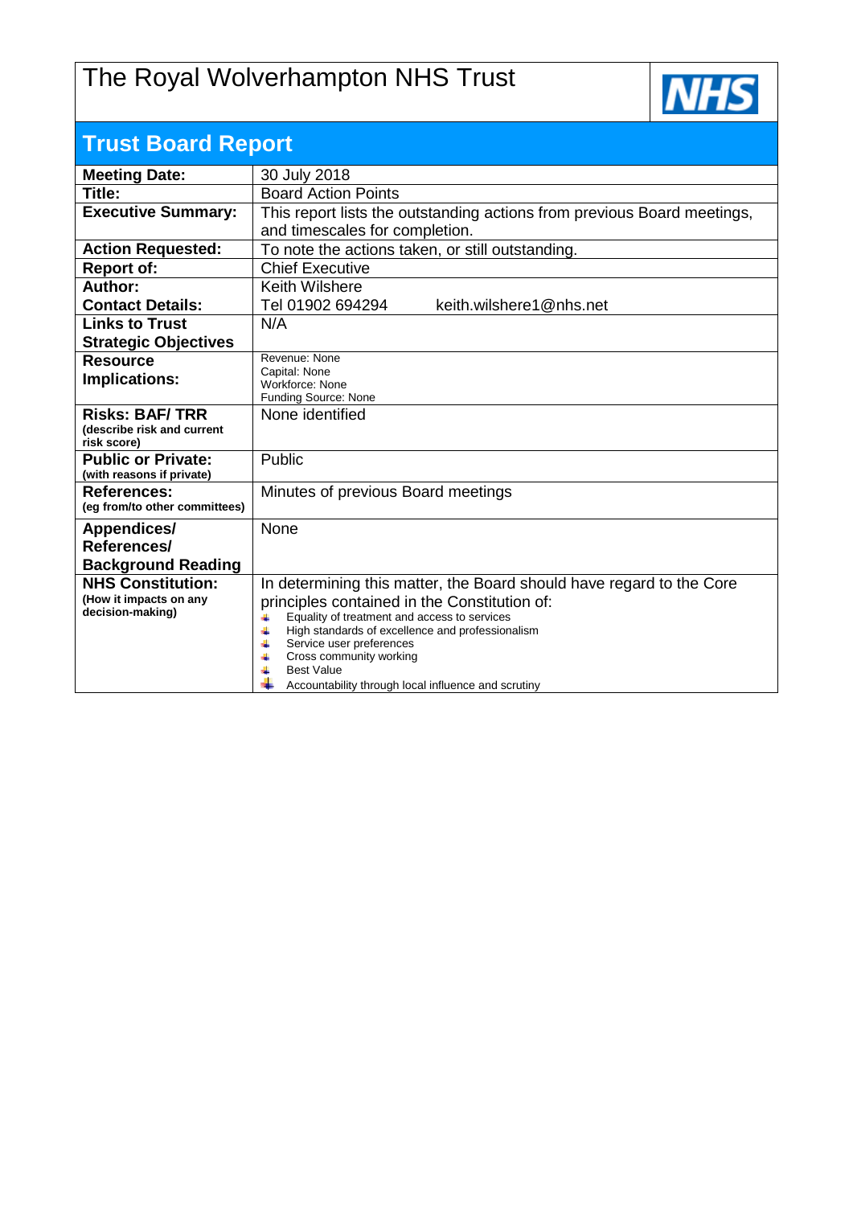# The Royal Wolverhampton NHS Trust

## Trust Board Report

| | |
|---|---|
| **Meeting Date:** | 30 July 2018 |
| **Title:** | Board Action Points |
| **Executive Summary:** | This report lists the outstanding actions from previous Board meetings, and timescales for completion. |
| **Action Requested:** | To note the actions taken, or still outstanding. |
| **Report of:** | Chief Executive |
| **Author:**<br>**Contact Details:** | Keith Wilshere<br>Tel 01902 694294 keith.wilshere1@nhs.net |
| **Links to Trust Strategic Objectives** | N/A |
| **Resource Implications:** | Revenue: None<br>Capital: None<br>Workforce: None<br>Funding Source: None |
| **Risks: BAF/ TRR**<br>**(describe risk and current risk score)** | None identified |
| **Public or Private:**<br>**(with reasons if private)** | Public |
| **References:**<br>**(eg from/to other committees)** | Minutes of previous Board meetings |
| **Appendices/ References/ Background Reading** | None |
| **NHS Constitution:**<br>**(How it impacts on any decision-making)** | In determining this matter, the Board should have regard to the Core principles contained in the Constitution of:<br>- Equality of treatment and access to services<br>- High standards of excellence and professionalism<br>- Service user preferences<br>- Cross community working<br>- Best Value<br>- Accountability through local influence and scrutiny |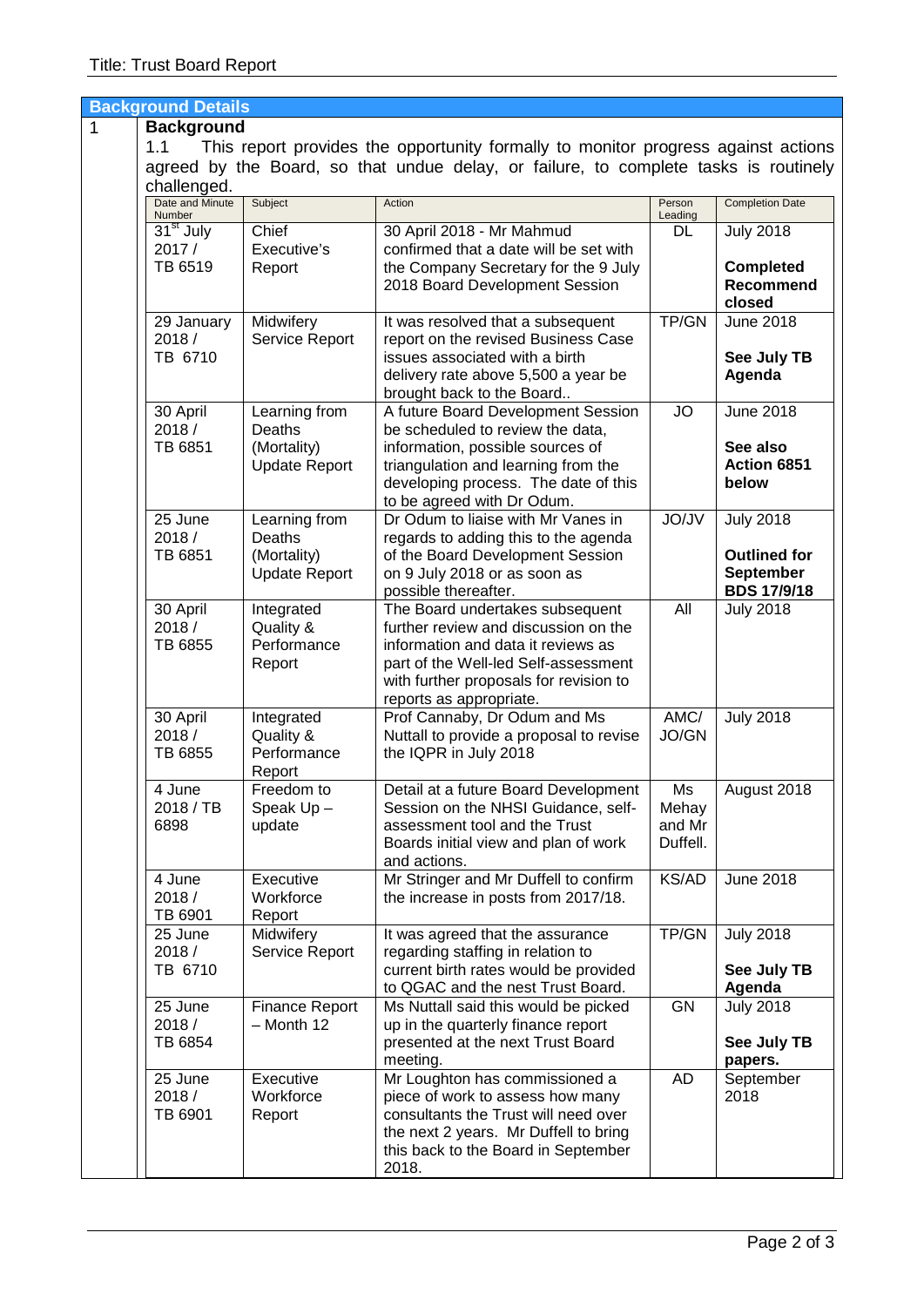Title: Trust Board Report

## Background Details

1 **Background**

1.1 This report provides the opportunity formally to monitor progress against actions agreed by the Board, so that undue delay, or failure, to complete tasks is routinely challenged.

| Date and Minute Number | Subject | Action | Person Leading | Completion Date |
|---|---|---|---|---|
| 31st July 2017 / TB 6519 | Chief Executive's Report | 30 April 2018 - Mr Mahmud confirmed that a date will be set with the Company Secretary for the 9 July 2018 Board Development Session | DL | July 2018 **Completed Recommend closed** |
| 29 January 2018 / TB 6710 | Midwifery Service Report | It was resolved that a subsequent report on the revised Business Case issues associated with a birth delivery rate above 5,500 a year be brought back to the Board.. | TP/GN | June 2018 **See July TB Agenda** |
| 30 April 2018 / TB 6851 | Learning from Deaths (Mortality) Update Report | A future Board Development Session be scheduled to review the data, information, possible sources of triangulation and learning from the developing process. The date of this to be agreed with Dr Odum. | JO | June 2018 **See also Action 6851 below** |
| 25 June 2018 / TB 6851 | Learning from Deaths (Mortality) Update Report | Dr Odum to liaise with Mr Vanes in regards to adding this to the agenda of the Board Development Session on 9 July 2018 or as soon as possible thereafter. | JO/JV | July 2018 **Outlined for September BDS 17/9/18** |
| 30 April 2018 / TB 6855 | Integrated Quality & Performance Report | The Board undertakes subsequent further review and discussion on the information and data it reviews as part of the Well-led Self-assessment with further proposals for revision to reports as appropriate. | All | July 2018 |
| 30 April 2018 / TB 6855 | Integrated Quality & Performance Report | Prof Cannaby, Dr Odum and Ms Nuttall to provide a proposal to revise the IQPR in July 2018 | AMC/ JO/GN | July 2018 |
| 4 June 2018 / TB 6898 | Freedom to Speak Up – update | Detail at a future Board Development Session on the NHSI Guidance, self-assessment tool and the Trust Boards initial view and plan of work and actions. | Ms Mehay and Mr Duffell. | August 2018 |
| 4 June 2018 / TB 6901 | Executive Workforce Report | Mr Stringer and Mr Duffell to confirm the increase in posts from 2017/18. | KS/AD | June 2018 |
| 25 June 2018 / TB 6710 | Midwifery Service Report | It was agreed that the assurance regarding staffing in relation to current birth rates would be provided to QGAC and the nest Trust Board. | TP/GN | July 2018 **See July TB Agenda** |
| 25 June 2018 / TB 6854 | Finance Report – Month 12 | Ms Nuttall said this would be picked up in the quarterly finance report presented at the next Trust Board meeting. | GN | July 2018 **See July TB papers.** |
| 25 June 2018 / TB 6901 | Executive Workforce Report | Mr Loughton has commissioned a piece of work to assess how many consultants the Trust will need over the next 2 years. Mr Duffell to bring this back to the Board in September 2018. | AD | September 2018 |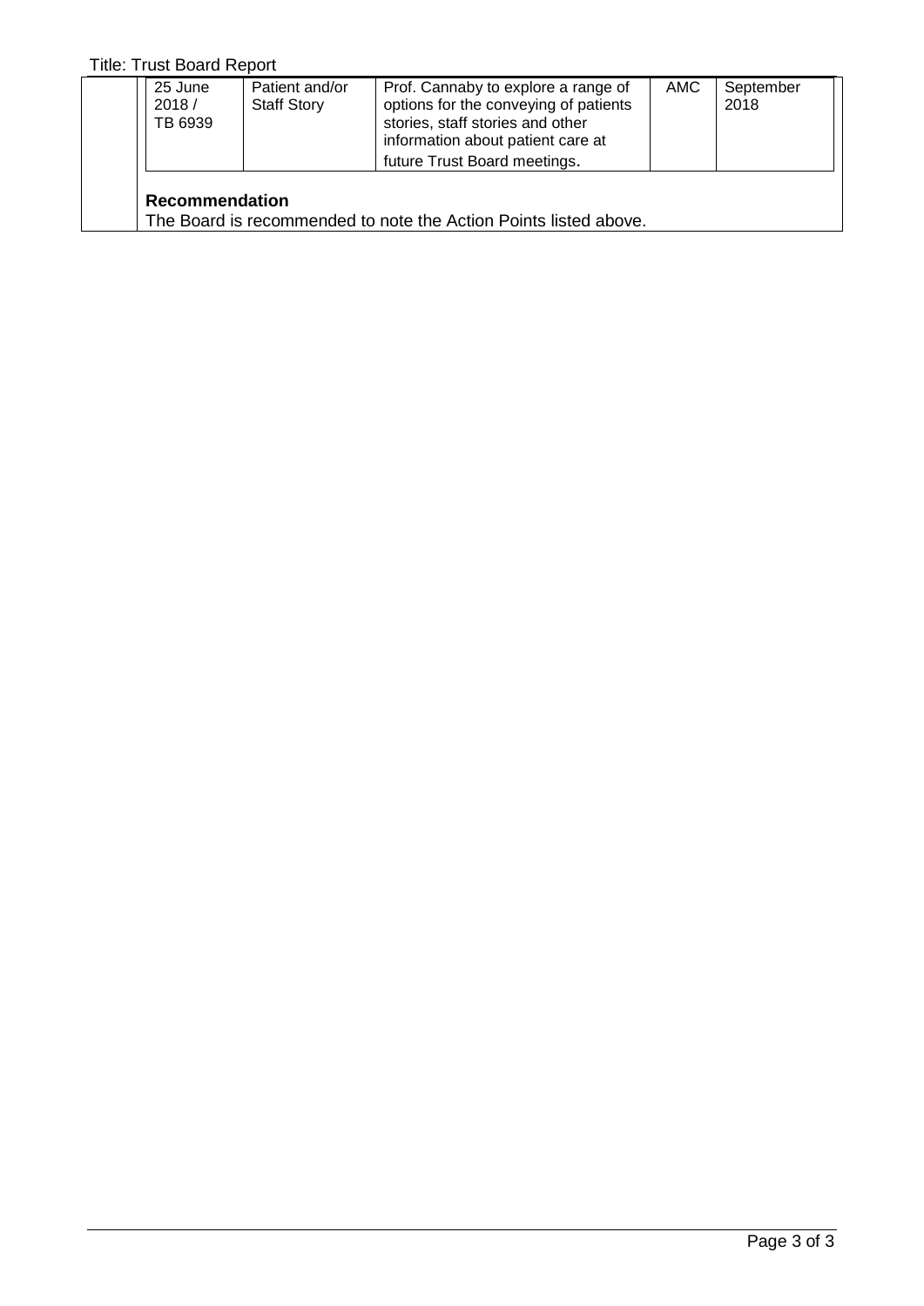| | | | | |
|---|---|---|---|---|
| 25 June 2018 / TB 6939 | Patient and/or Staff Story | Prof. Cannaby to explore a range of options for the conveying of patients stories, staff stories and other information about patient care at future Trust Board meetings. | AMC | September 2018 |

**Recommendation**

The Board is recommended to note the Action Points listed above.